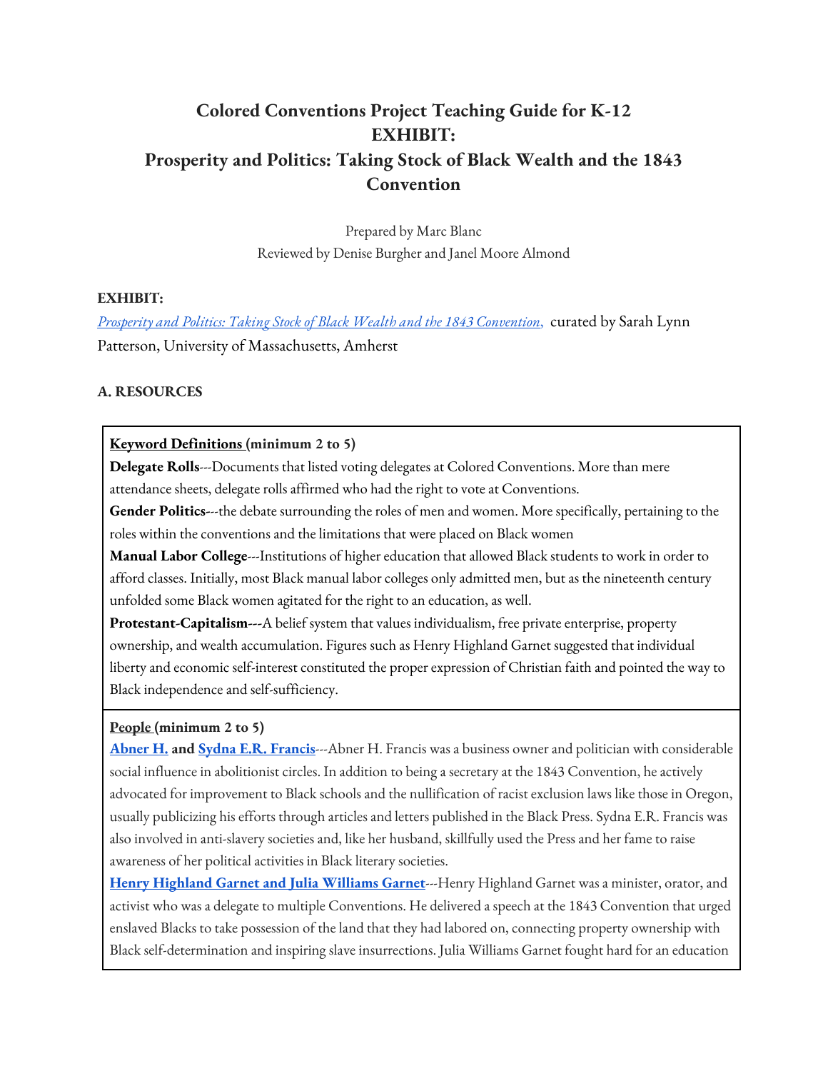# Colored Conventions Project Teaching Guide for K-12
# EXHIBIT:
# Prosperity and Politics: Taking Stock of Black Wealth and the 1843 Convention

Prepared by Marc Blanc
Reviewed by Denise Burgher and Janel Moore Almond

**EXHIBIT:**

*Prosperity and Politics: Taking Stock of Black Wealth and the 1843 Convention,* curated by Sarah Lynn Patterson, University of Massachusetts, Amherst

**A. RESOURCES**

**Keyword Definitions (minimum 2 to 5)**

**Delegate Rolls**---Documents that listed voting delegates at Colored Conventions. More than mere attendance sheets, delegate rolls affirmed who had the right to vote at Conventions.

**Gender Politics**---the debate surrounding the roles of men and women. More specifically, pertaining to the roles within the conventions and the limitations that were placed on Black women

**Manual Labor College**---Institutions of higher education that allowed Black students to work in order to afford classes. Initially, most Black manual labor colleges only admitted men, but as the nineteenth century unfolded some Black women agitated for the right to an education, as well.

**Protestant-Capitalism---**A belief system that values individualism, free private enterprise, property ownership, and wealth accumulation. Figures such as Henry Highland Garnet suggested that individual liberty and economic self-interest constituted the proper expression of Christian faith and pointed the way to Black independence and self-sufficiency.

**People (minimum 2 to 5)**

**Abner H. and Sydna E.R. Francis**---Abner H. Francis was a business owner and politician with considerable social influence in abolitionist circles. In addition to being a secretary at the 1843 Convention, he actively advocated for improvement to Black schools and the nullification of racist exclusion laws like those in Oregon, usually publicizing his efforts through articles and letters published in the Black Press. Sydna E.R. Francis was also involved in anti-slavery societies and, like her husband, skillfully used the Press and her fame to raise awareness of her political activities in Black literary societies.

**Henry Highland Garnet and Julia Williams Garnet**---Henry Highland Garnet was a minister, orator, and activist who was a delegate to multiple Conventions. He delivered a speech at the 1843 Convention that urged enslaved Blacks to take possession of the land that they had labored on, connecting property ownership with Black self-determination and inspiring slave insurrections. Julia Williams Garnet fought hard for an education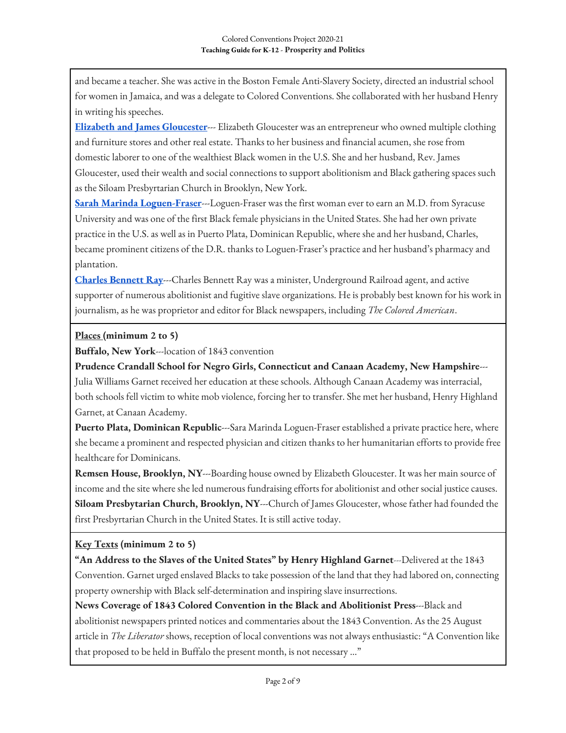and became a teacher. She was active in the Boston Female Anti-Slavery Society, directed an industrial school for women in Jamaica, and was a delegate to Colored Conventions. She collaborated with her husband Henry in writing his speeches.

**Elizabeth and James Gloucester**--- Elizabeth Gloucester was an entrepreneur who owned multiple clothing and furniture stores and other real estate. Thanks to her business and financial acumen, she rose from domestic laborer to one of the wealthiest Black women in the U.S. She and her husband, Rev. James Gloucester, used their wealth and social connections to support abolitionism and Black gathering spaces such as the Siloam Presbyrtarian Church in Brooklyn, New York.

**Sarah Marinda Loguen-Fraser**---Loguen-Fraser was the first woman ever to earn an M.D. from Syracuse University and was one of the first Black female physicians in the United States. She had her own private practice in the U.S. as well as in Puerto Plata, Dominican Republic, where she and her husband, Charles, became prominent citizens of the D.R. thanks to Loguen-Fraser's practice and her husband's pharmacy and plantation.

**Charles Bennett Ray**---Charles Bennett Ray was a minister, Underground Railroad agent, and active supporter of numerous abolitionist and fugitive slave organizations. He is probably best known for his work in journalism, as he was proprietor and editor for Black newspapers, including *The Colored American*.

**Places (minimum 2 to 5)**

**Buffalo, New York**---location of 1843 convention

**Prudence Crandall School for Negro Girls, Connecticut and Canaan Academy, New Hampshire**---Julia Williams Garnet received her education at these schools. Although Canaan Academy was interracial, both schools fell victim to white mob violence, forcing her to transfer. She met her husband, Henry Highland Garnet, at Canaan Academy.

**Puerto Plata, Dominican Republic**---Sara Marinda Loguen-Fraser established a private practice here, where she became a prominent and respected physician and citizen thanks to her humanitarian efforts to provide free healthcare for Dominicans.

**Remsen House, Brooklyn, NY**---Boarding house owned by Elizabeth Gloucester. It was her main source of income and the site where she led numerous fundraising efforts for abolitionist and other social justice causes.

**Siloam Presbytarian Church, Brooklyn, NY**---Church of James Gloucester, whose father had founded the first Presbyrtarian Church in the United States. It is still active today.

**Key Texts (minimum 2 to 5)**

**"An Address to the Slaves of the United States" by Henry Highland Garnet**---Delivered at the 1843 Convention. Garnet urged enslaved Blacks to take possession of the land that they had labored on, connecting property ownership with Black self-determination and inspiring slave insurrections.

**News Coverage of 1843 Colored Convention in the Black and Abolitionist Press**---Black and abolitionist newspapers printed notices and commentaries about the 1843 Convention. As the 25 August article in *The Liberator* shows, reception of local conventions was not always enthusiastic: "A Convention like that proposed to be held in Buffalo the present month, is not necessary ..."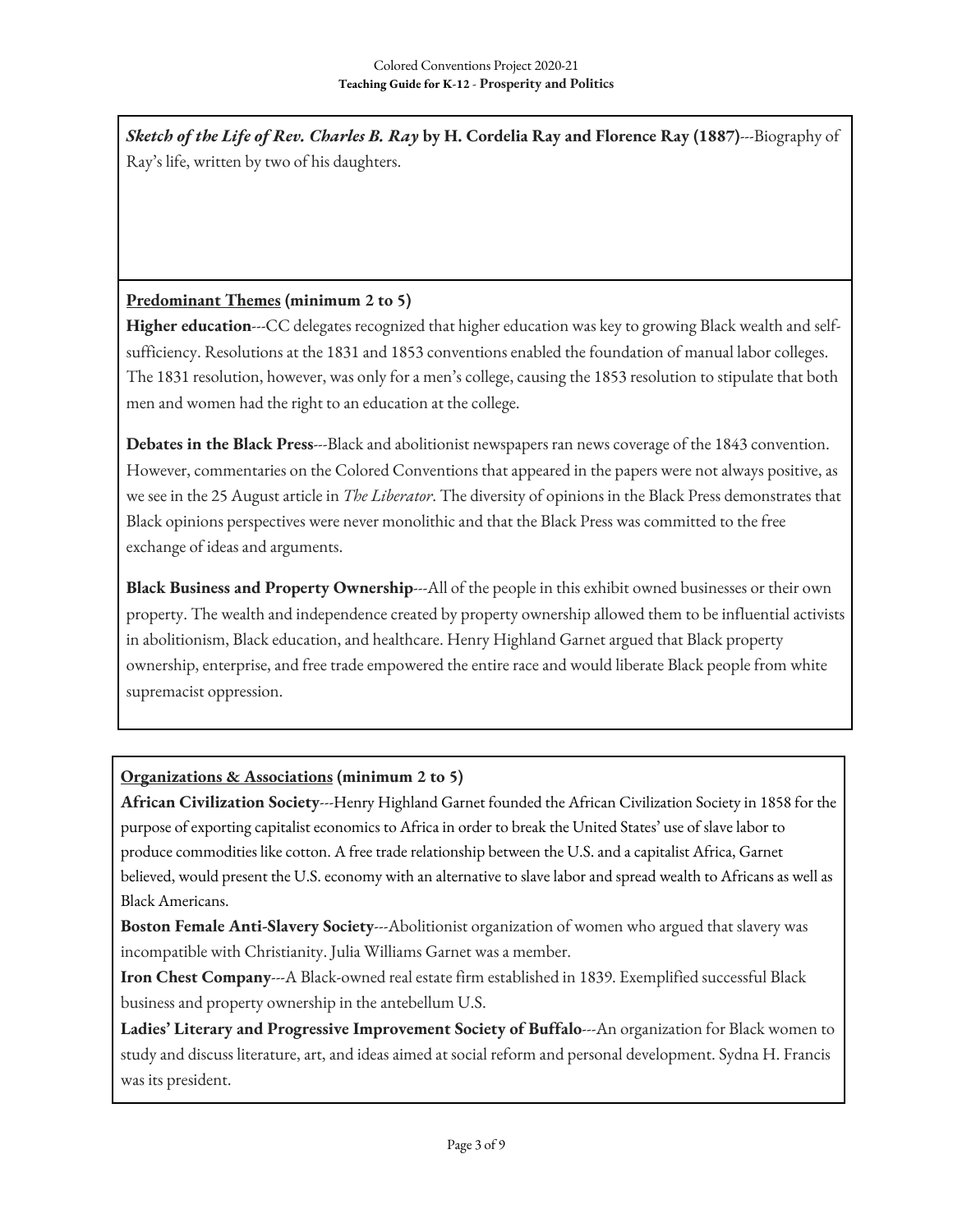***Sketch of the Life of Rev. Charles B. Ray* by H. Cordelia Ray and Florence Ray (1887)**---Biography of Ray's life, written by two of his daughters.

**Predominant Themes (minimum 2 to 5)**

**Higher education**---CC delegates recognized that higher education was key to growing Black wealth and self-sufficiency. Resolutions at the 1831 and 1853 conventions enabled the foundation of manual labor colleges. The 1831 resolution, however, was only for a men's college, causing the 1853 resolution to stipulate that both men and women had the right to an education at the college.

**Debates in the Black Press**---Black and abolitionist newspapers ran news coverage of the 1843 convention. However, commentaries on the Colored Conventions that appeared in the papers were not always positive, as we see in the 25 August article in *The Liberator*. The diversity of opinions in the Black Press demonstrates that Black opinions perspectives were never monolithic and that the Black Press was committed to the free exchange of ideas and arguments.

**Black Business and Property Ownership**---All of the people in this exhibit owned businesses or their own property. The wealth and independence created by property ownership allowed them to be influential activists in abolitionism, Black education, and healthcare. Henry Highland Garnet argued that Black property ownership, enterprise, and free trade empowered the entire race and would liberate Black people from white supremacist oppression.

**Organizations & Associations (minimum 2 to 5)**

**African Civilization Society**---Henry Highland Garnet founded the African Civilization Society in 1858 for the purpose of exporting capitalist economics to Africa in order to break the United States' use of slave labor to produce commodities like cotton. A free trade relationship between the U.S. and a capitalist Africa, Garnet believed, would present the U.S. economy with an alternative to slave labor and spread wealth to Africans as well as Black Americans.

**Boston Female Anti-Slavery Society**---Abolitionist organization of women who argued that slavery was incompatible with Christianity. Julia Williams Garnet was a member.

**Iron Chest Company**---A Black-owned real estate firm established in 1839. Exemplified successful Black business and property ownership in the antebellum U.S.

**Ladies' Literary and Progressive Improvement Society of Buffalo**---An organization for Black women to study and discuss literature, art, and ideas aimed at social reform and personal development. Sydna H. Francis was its president.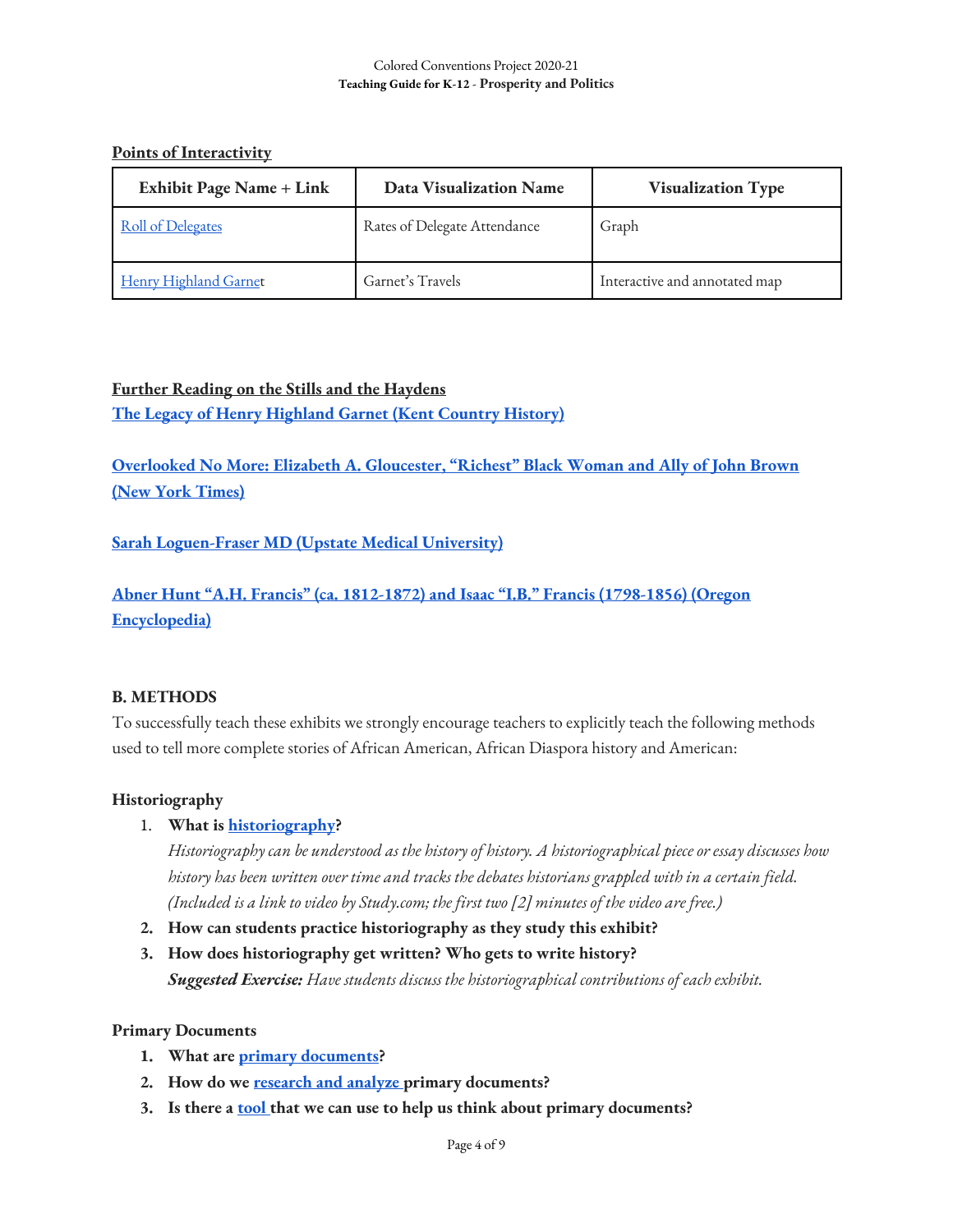**Points of Interactivity**

| Exhibit Page Name + Link | Data Visualization Name | Visualization Type |
|---|---|---|
| Roll of Delegates | Rates of Delegate Attendance | Graph |
| Henry Highland Garnet | Garnet's Travels | Interactive and annotated map |

**Further Reading on the Stills and the Haydens**

**The Legacy of Henry Highland Garnet (Kent Country History)**

**Overlooked No More: Elizabeth A. Gloucester, "Richest" Black Woman and Ally of John Brown (New York Times)**

**Sarah Loguen-Fraser MD (Upstate Medical University)**

**Abner Hunt "A.H. Francis" (ca. 1812-1872) and Isaac "I.B." Francis (1798-1856) (Oregon Encyclopedia)**

### B. METHODS

To successfully teach these exhibits we strongly encourage teachers to explicitly teach the following methods used to tell more complete stories of African American, African Diaspora history and American:

**Historiography**

1. **What is historiography?**
   *Historiography can be understood as the history of history. A historiographical piece or essay discusses how history has been written over time and tracks the debates historians grappled with in a certain field. (Included is a link to video by Study.com; the first two [2] minutes of the video are free.)*
2. **How can students practice historiography as they study this exhibit?**
3. **How does historiography get written? Who gets to write history?**
   ***Suggested Exercise:*** *Have students discuss the historiographical contributions of each exhibit.*

**Primary Documents**

1. **What are primary documents?**
2. **How do we research and analyze primary documents?**
3. **Is there a tool that we can use to help us think about primary documents?**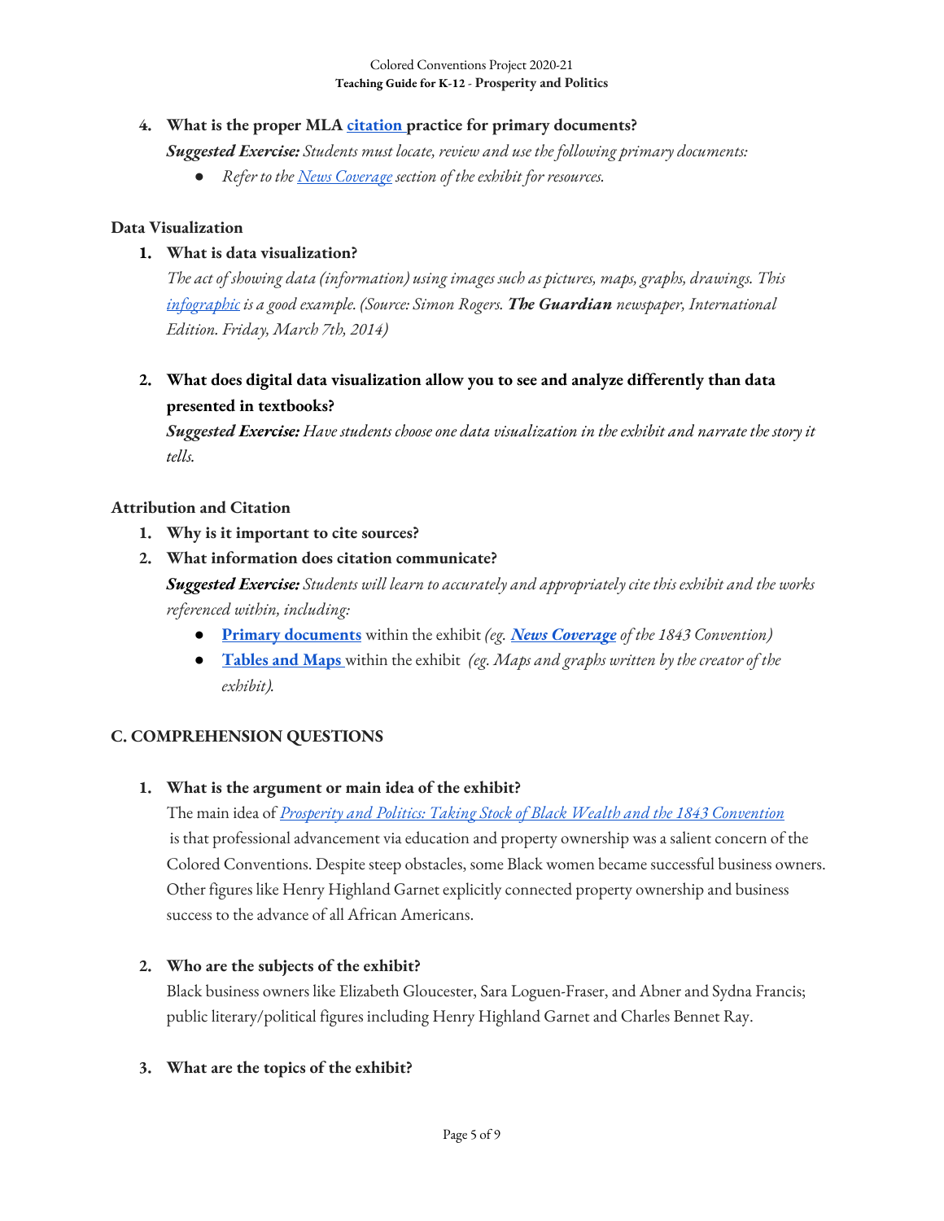4. **What is the proper MLA [citation](#) practice for primary documents?**

   ***Suggested Exercise:*** *Students must locate, review and use the following primary documents:*

   - *Refer to the [News Coverage](#) section of the exhibit for resources.*

### Data Visualization

1. **What is data visualization?**

   *The act of showing data (information) using images such as pictures, maps, graphs, drawings. This [infographic](#) is a good example. (Source: Simon Rogers.* ***The Guardian*** *newspaper, International Edition. Friday, March 7th, 2014)*

2. **What does digital data visualization allow you to see and analyze differently than data presented in textbooks?**

   ***Suggested Exercise:*** *Have students choose one data visualization in the exhibit and narrate the story it tells.*

### Attribution and Citation

1. **Why is it important to cite sources?**
2. **What information does citation communicate?**

   ***Suggested Exercise:*** *Students will learn to accurately and appropriately cite this exhibit and the works referenced within, including:*

   - **[Primary documents](#)** within the exhibit *(eg.* ***[News Coverage](#)*** *of the 1843 Convention)*
   - **[Tables and Maps](#)** within the exhibit *(eg. Maps and graphs written by the creator of the exhibit).*

## C. COMPREHENSION QUESTIONS

1. **What is the argument or main idea of the exhibit?**

   The main idea of *[Prosperity and Politics: Taking Stock of Black Wealth and the 1843 Convention](#)* is that professional advancement via education and property ownership was a salient concern of the Colored Conventions. Despite steep obstacles, some Black women became successful business owners. Other figures like Henry Highland Garnet explicitly connected property ownership and business success to the advance of all African Americans.

2. **Who are the subjects of the exhibit?**

   Black business owners like Elizabeth Gloucester, Sara Loguen-Fraser, and Abner and Sydna Francis; public literary/political figures including Henry Highland Garnet and Charles Bennet Ray.

3. **What are the topics of the exhibit?**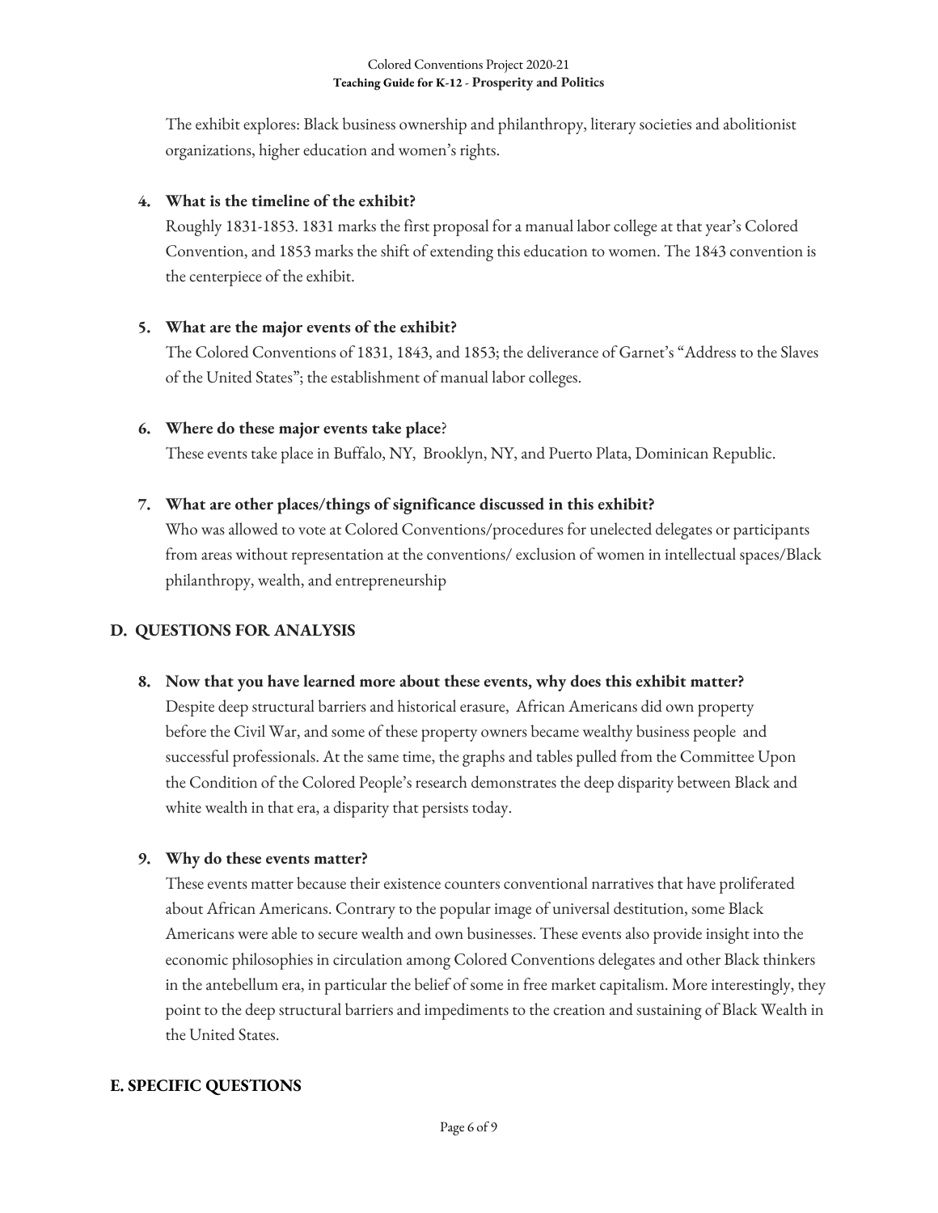The exhibit explores: Black business ownership and philanthropy, literary societies and abolitionist organizations, higher education and women's rights.

4. **What is the timeline of the exhibit?**
   Roughly 1831-1853. 1831 marks the first proposal for a manual labor college at that year's Colored Convention, and 1853 marks the shift of extending this education to women. The 1843 convention is the centerpiece of the exhibit.

5. **What are the major events of the exhibit?**
   The Colored Conventions of 1831, 1843, and 1853; the deliverance of Garnet's "Address to the Slaves of the United States"; the establishment of manual labor colleges.

6. **Where do these major events take place**?
   These events take place in Buffalo, NY, Brooklyn, NY, and Puerto Plata, Dominican Republic.

7. **What are other places/things of significance discussed in this exhibit?**
   Who was allowed to vote at Colored Conventions/procedures for unelected delegates or participants from areas without representation at the conventions/ exclusion of women in intellectual spaces/Black philanthropy, wealth, and entrepreneurship

## D. QUESTIONS FOR ANALYSIS

8. **Now that you have learned more about these events, why does this exhibit matter?**
   Despite deep structural barriers and historical erasure, African Americans did own property before the Civil War, and some of these property owners became wealthy business people and successful professionals. At the same time, the graphs and tables pulled from the Committee Upon the Condition of the Colored People's research demonstrates the deep disparity between Black and white wealth in that era, a disparity that persists today.

9. **Why do these events matter?**
   These events matter because their existence counters conventional narratives that have proliferated about African Americans. Contrary to the popular image of universal destitution, some Black Americans were able to secure wealth and own businesses. These events also provide insight into the economic philosophies in circulation among Colored Conventions delegates and other Black thinkers in the antebellum era, in particular the belief of some in free market capitalism. More interestingly, they point to the deep structural barriers and impediments to the creation and sustaining of Black Wealth in the United States.

## E. SPECIFIC QUESTIONS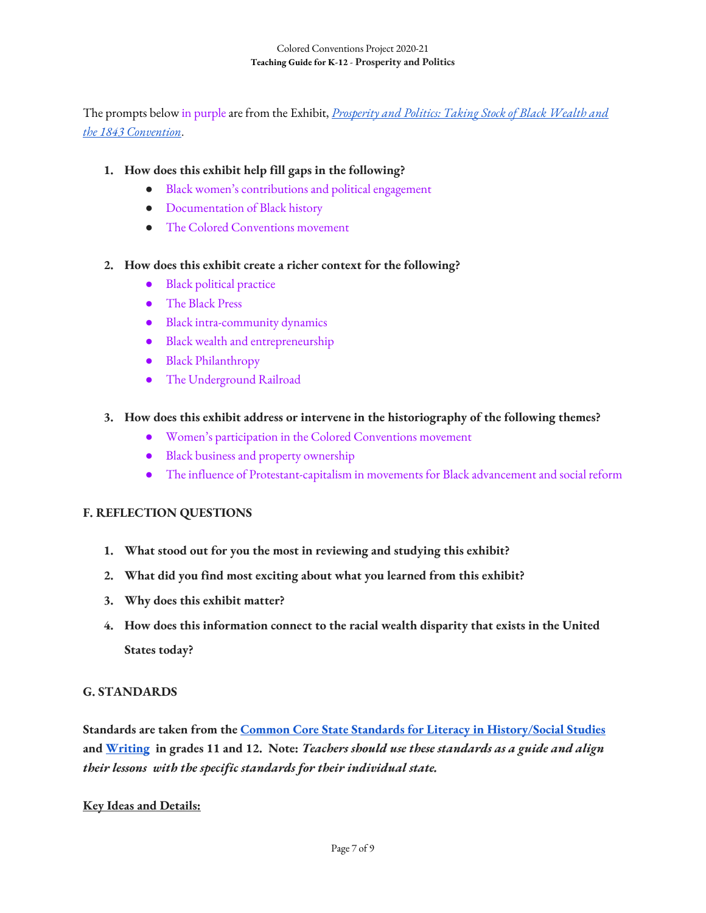The prompts below in purple are from the Exhibit, *[Prosperity and Politics: Taking Stock of Black Wealth and the 1843 Convention](#)*.

1. **How does this exhibit help fill gaps in the following?**
   - Black women's contributions and political engagement
   - Documentation of Black history
   - The Colored Conventions movement

2. **How does this exhibit create a richer context for the following?**
   - Black political practice
   - The Black Press
   - Black intra-community dynamics
   - Black wealth and entrepreneurship
   - Black Philanthropy
   - The Underground Railroad

3. **How does this exhibit address or intervene in the historiography of the following themes?**
   - Women's participation in the Colored Conventions movement
   - Black business and property ownership
   - The influence of Protestant-capitalism in movements for Black advancement and social reform

## F. REFLECTION QUESTIONS

1. **What stood out for you the most in reviewing and studying this exhibit?**
2. **What did you find most exciting about what you learned from this exhibit?**
3. **Why does this exhibit matter?**
4. **How does this information connect to the racial wealth disparity that exists in the United States today?**

## G. STANDARDS

**Standards are taken from the [Common Core State Standards for Literacy in History/Social Studies](#) and [Writing](#) in grades 11 and 12. Note:** ***Teachers should use these standards as a guide and align their lessons with the specific standards for their individual state.***

**Key Ideas and Details:**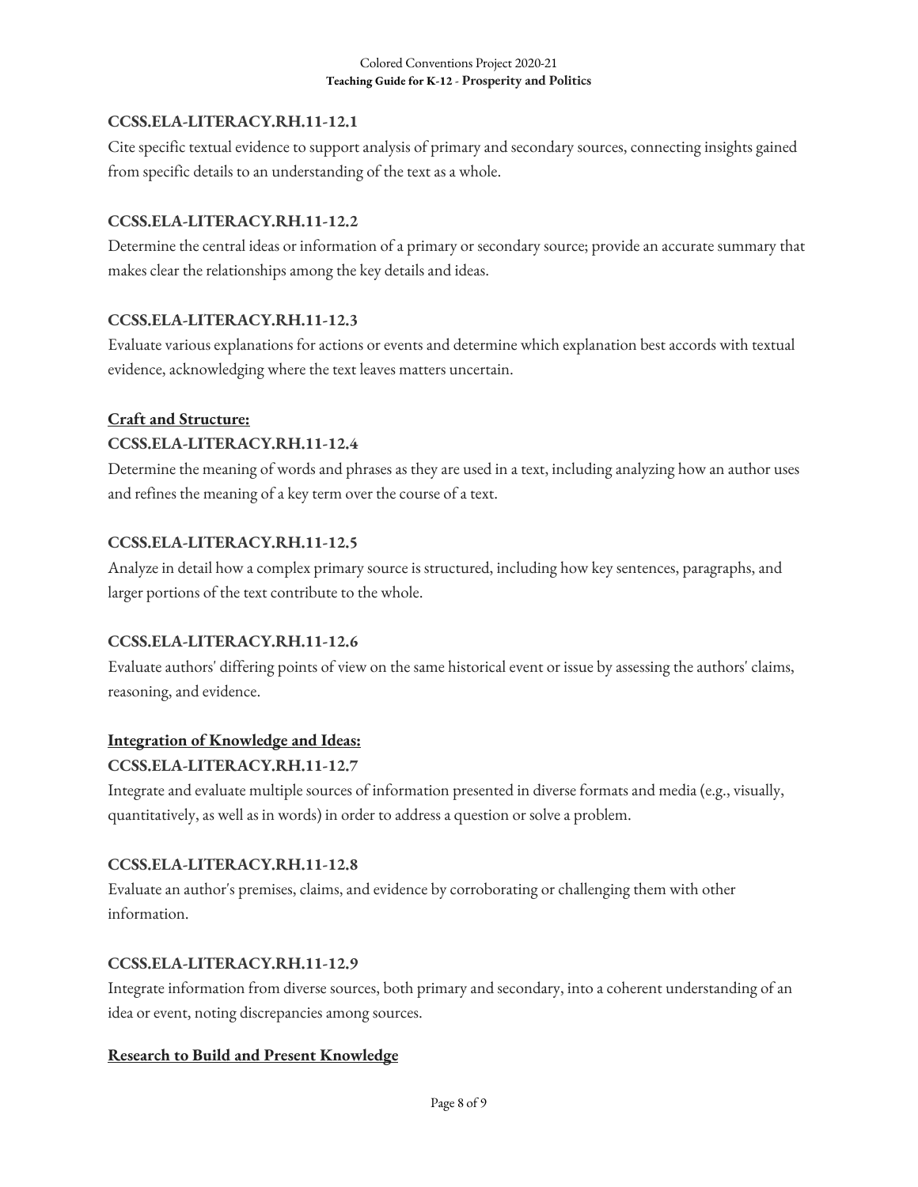**CCSS.ELA-LITERACY.RH.11-12.1**

Cite specific textual evidence to support analysis of primary and secondary sources, connecting insights gained from specific details to an understanding of the text as a whole.

**CCSS.ELA-LITERACY.RH.11-12.2**

Determine the central ideas or information of a primary or secondary source; provide an accurate summary that makes clear the relationships among the key details and ideas.

**CCSS.ELA-LITERACY.RH.11-12.3**

Evaluate various explanations for actions or events and determine which explanation best accords with textual evidence, acknowledging where the text leaves matters uncertain.

**Craft and Structure:**

**CCSS.ELA-LITERACY.RH.11-12.4**

Determine the meaning of words and phrases as they are used in a text, including analyzing how an author uses and refines the meaning of a key term over the course of a text.

**CCSS.ELA-LITERACY.RH.11-12.5**

Analyze in detail how a complex primary source is structured, including how key sentences, paragraphs, and larger portions of the text contribute to the whole.

**CCSS.ELA-LITERACY.RH.11-12.6**

Evaluate authors' differing points of view on the same historical event or issue by assessing the authors' claims, reasoning, and evidence.

**Integration of Knowledge and Ideas:**

**CCSS.ELA-LITERACY.RH.11-12.7**

Integrate and evaluate multiple sources of information presented in diverse formats and media (e.g., visually, quantitatively, as well as in words) in order to address a question or solve a problem.

**CCSS.ELA-LITERACY.RH.11-12.8**

Evaluate an author's premises, claims, and evidence by corroborating or challenging them with other information.

**CCSS.ELA-LITERACY.RH.11-12.9**

Integrate information from diverse sources, both primary and secondary, into a coherent understanding of an idea or event, noting discrepancies among sources.

**Research to Build and Present Knowledge**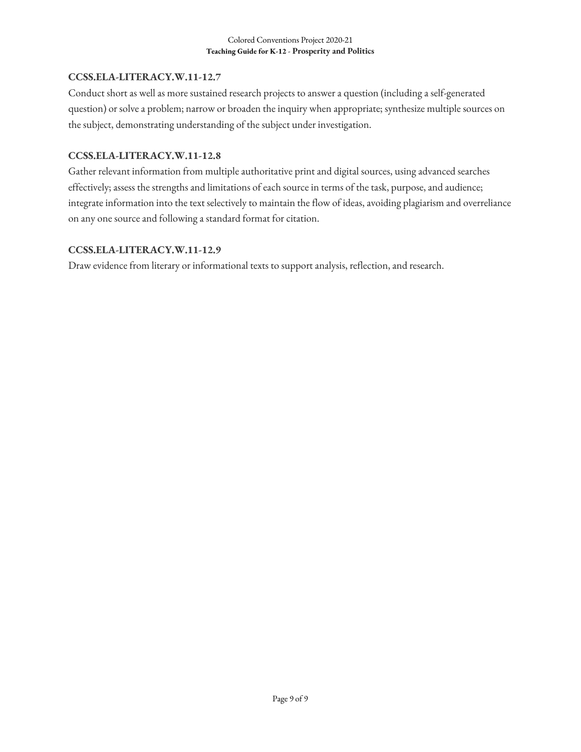### CCSS.ELA-LITERACY.W.11-12.7

Conduct short as well as more sustained research projects to answer a question (including a self-generated question) or solve a problem; narrow or broaden the inquiry when appropriate; synthesize multiple sources on the subject, demonstrating understanding of the subject under investigation.

### CCSS.ELA-LITERACY.W.11-12.8

Gather relevant information from multiple authoritative print and digital sources, using advanced searches effectively; assess the strengths and limitations of each source in terms of the task, purpose, and audience; integrate information into the text selectively to maintain the flow of ideas, avoiding plagiarism and overreliance on any one source and following a standard format for citation.

### CCSS.ELA-LITERACY.W.11-12.9

Draw evidence from literary or informational texts to support analysis, reflection, and research.